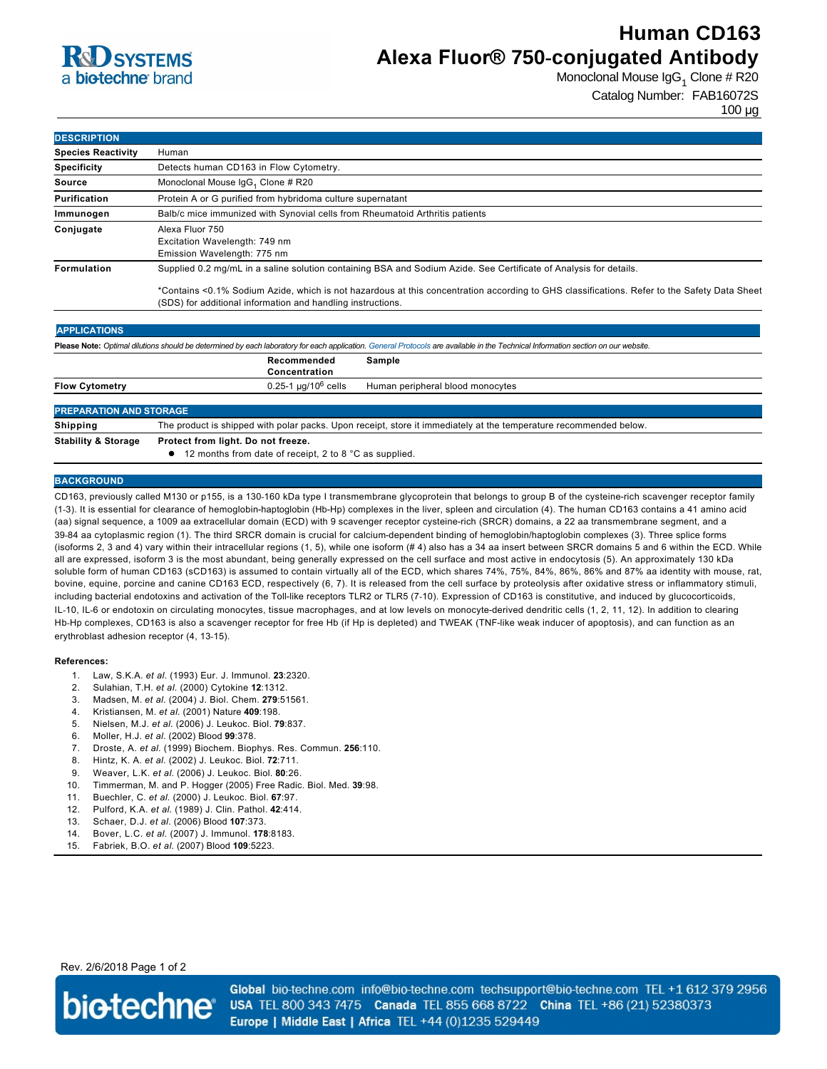# Human CD163

# Alexa Fluor® 750-conjugated Antibody

Monoclonal Mouse $IgG_1$ Clone # R20

Catalog Number: FAB16072S

100 µg

## DESCRIPTION

| | |
|---|---|
| **Species Reactivity** | Human |
| **Specificity** | Detects human CD163 in Flow Cytometry. |
| **Source** | Monoclonal Mouse $IgG_1$ Clone # R20 |
| **Purification** | Protein A or G purified from hybridoma culture supernatant |
| **Immunogen** | Balb/c mice immunized with Synovial cells from Rheumatoid Arthritis patients |
| **Conjugate** | Alexa Fluor 750<br>Excitation Wavelength: 749 nm<br>Emission Wavelength: 775 nm |
| **Formulation** | Supplied 0.2 mg/mL in a saline solution containing BSA and Sodium Azide. See Certificate of Analysis for details.<br><br>*Contains <0.1% Sodium Azide, which is not hazardous at this concentration according to GHS classifications. Refer to the Safety Data Sheet (SDS) for additional information and handling instructions. |

## APPLICATIONS

**Please Note:** *Optimal dilutions should be determined by each laboratory for each application. General Protocols are available in the Technical Information section on our website.*

| | Recommended Concentration | Sample |
|---|---|---|
| **Flow Cytometry** | 0.25-1 µg/$10^6$ cells | Human peripheral blood monocytes |

## PREPARATION AND STORAGE

| | |
|---|---|
| **Shipping** | The product is shipped with polar packs. Upon receipt, store it immediately at the temperature recommended below. |
| **Stability & Storage** | **Protect from light. Do not freeze.**<br>• 12 months from date of receipt, 2 to 8 °C as supplied. |

## BACKGROUND

CD163, previously called M130 or p155, is a 130-160 kDa type I transmembrane glycoprotein that belongs to group B of the cysteine-rich scavenger receptor family (1-3). It is essential for clearance of hemoglobin-haptoglobin (Hb-Hp) complexes in the liver, spleen and circulation (4). The human CD163 contains a 41 amino acid (aa) signal sequence, a 1009 aa extracellular domain (ECD) with 9 scavenger receptor cysteine-rich (SRCR) domains, a 22 aa transmembrane segment, and a 39-84 aa cytoplasmic region (1). The third SRCR domain is crucial for calcium-dependent binding of hemoglobin/haptoglobin complexes (3). Three splice forms (isoforms 2, 3 and 4) vary within their intracellular regions (1, 5), while one isoform (# 4) also has a 34 aa insert between SRCR domains 5 and 6 within the ECD. While all are expressed, isoform 3 is the most abundant, being generally expressed on the cell surface and most active in endocytosis (5). An approximately 130 kDa soluble form of human CD163 (sCD163) is assumed to contain virtually all of the ECD, which shares 74%, 75%, 84%, 86%, 86% and 87% aa identity with mouse, rat, bovine, equine, porcine and canine CD163 ECD, respectively (6, 7). It is released from the cell surface by proteolysis after oxidative stress or inflammatory stimuli, including bacterial endotoxins and activation of the Toll-like receptors TLR2 or TLR5 (7-10). Expression of CD163 is constitutive, and induced by glucocorticoids, IL-10, IL-6 or endotoxin on circulating monocytes, tissue macrophages, and at low levels on monocyte-derived dendritic cells (1, 2, 11, 12). In addition to clearing Hb-Hp complexes, CD163 is also a scavenger receptor for free Hb (if Hp is depleted) and TWEAK (TNF-like weak inducer of apoptosis), and can function as an erythroblast adhesion receptor (4, 13-15).

**References:**

1. Law, S.K.A. *et al.* (1993) Eur. J. Immunol. **23**:2320.
2. Sulahian, T.H. *et al.* (2000) Cytokine **12**:1312.
3. Madsen, M. *et al.* (2004) J. Biol. Chem. **279**:51561.
4. Kristiansen, M. *et al.* (2001) Nature **409**:198.
5. Nielsen, M.J. *et al.* (2006) J. Leukoc. Biol. **79**:837.
6. Moller, H.J. *et al.* (2002) Blood **99**:378.
7. Droste, A. *et al.* (1999) Biochem. Biophys. Res. Commun. **256**:110.
8. Hintz, K. A. *et al.* (2002) J. Leukoc. Biol. **72**:711.
9. Weaver, L.K. *et al.* (2006) J. Leukoc. Biol. **80**:26.
10. Timmerman, M. and P. Hogger (2005) Free Radic. Biol. Med. **39**:98.
11. Buechler, C. *et al.* (2000) J. Leukoc. Biol. **67**:97.
12. Pulford, K.A. *et al.* (1989) J. Clin. Pathol. **42**:414.
13. Schaer, D.J. *et al.* (2006) Blood **107**:373.
14. Bover, L.C. *et al.* (2007) J. Immunol. **178**:8183.
15. Fabriek, B.O. *et al.* (2007) Blood **109**:5223.

Rev. 2/6/2018

**Global** bio-techne.com info@bio-techne.com techsupport@bio-techne.com TEL +1 612 379 2956
**USA** TEL 800 343 7475 **Canada** TEL 855 668 8722 **China** TEL +86 (21) 52380373
**Europe | Middle East | Africa** TEL +44 (0)1235 529449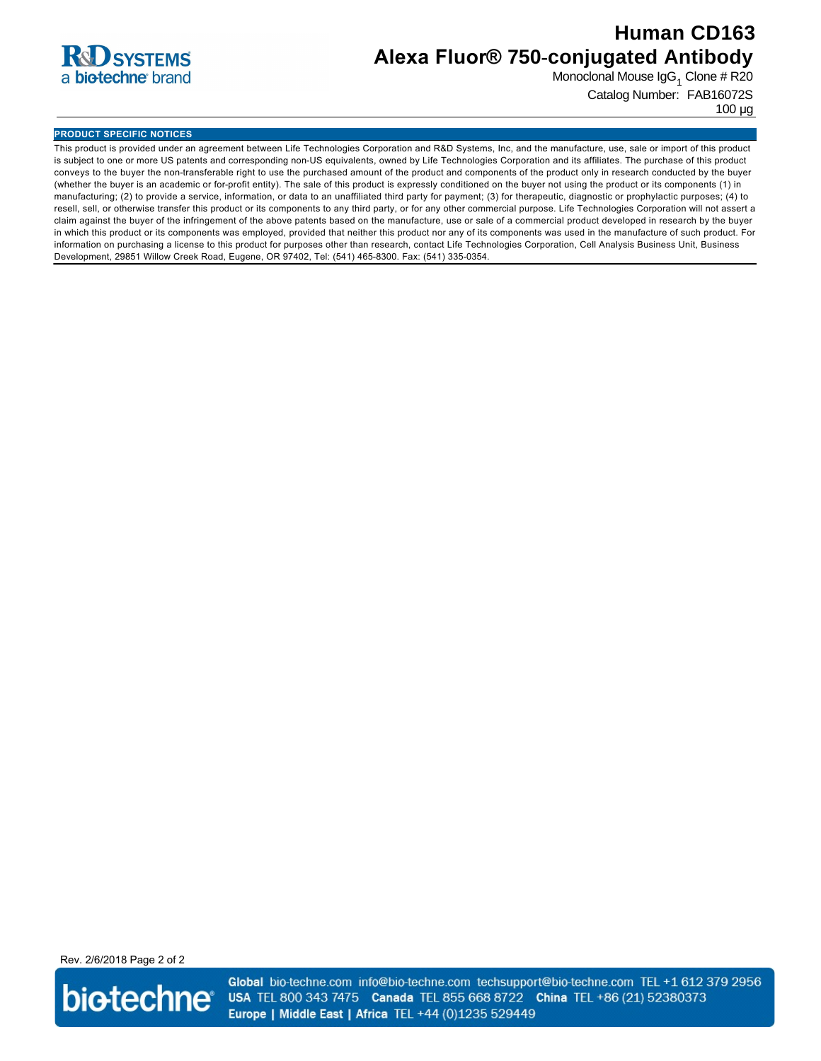# Human CD163 Alexa Fluor® 750-conjugated Antibody

Monoclonal Mouse $IgG_1$ Clone # R20

Catalog Number: FAB16072S

100 µg

## PRODUCT SPECIFIC NOTICES

This product is provided under an agreement between Life Technologies Corporation and R&D Systems, Inc, and the manufacture, use, sale or import of this product is subject to one or more US patents and corresponding non-US equivalents, owned by Life Technologies Corporation and its affiliates. The purchase of this product conveys to the buyer the non-transferable right to use the purchased amount of the product and components of the product only in research conducted by the buyer (whether the buyer is an academic or for-profit entity). The sale of this product is expressly conditioned on the buyer not using the product or its components (1) in manufacturing; (2) to provide a service, information, or data to an unaffiliated third party for payment; (3) for therapeutic, diagnostic or prophylactic purposes; (4) to resell, sell, or otherwise transfer this product or its components to any third party, or for any other commercial purpose. Life Technologies Corporation will not assert a claim against the buyer of the infringement of the above patents based on the manufacture, use or sale of a commercial product developed in research by the buyer in which this product or its components was employed, provided that neither this product nor any of its components was used in the manufacture of such product. For information on purchasing a license to this product for purposes other than research, contact Life Technologies Corporation, Cell Analysis Business Unit, Business Development, 29851 Willow Creek Road, Eugene, OR 97402, Tel: (541) 465-8300. Fax: (541) 335-0354.

Rev. 2/6/2018

**Global** bio-techne.com info@bio-techne.com techsupport@bio-techne.com TEL +1 612 379 2956
**USA** TEL 800 343 7475 **Canada** TEL 855 668 8722 **China** TEL +86 (21) 52380373
**Europe | Middle East | Africa** TEL +44 (0)1235 529449